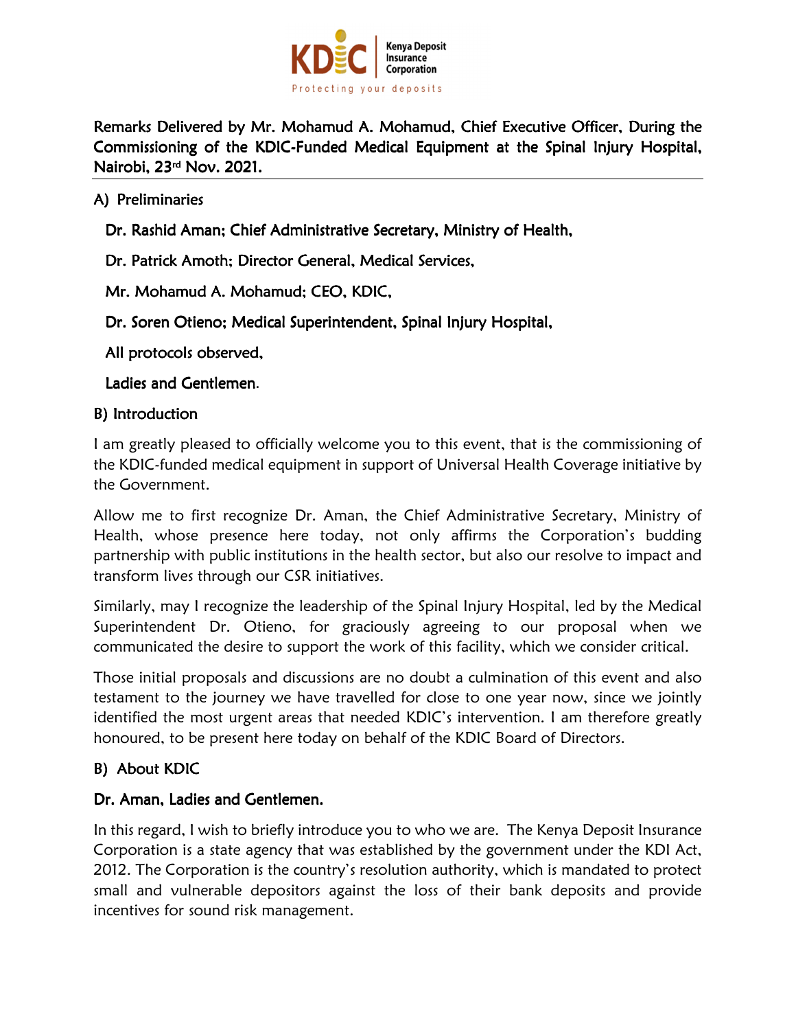Kenya Deposit Insurance Corporation

Protecting your deposits

**Remarks Delivered by Mr. Mohamud A. Mohamud, Chief Executive Officer, During the Commissioning of the KDIC-Funded Medical Equipment at the Spinal Injury Hospital, Nairobi, 23rd Nov. 2021.**

## A) Preliminaries

**Dr. Rashid Aman; Chief Administrative Secretary, Ministry of Health,**

**Dr. Patrick Amoth; Director General, Medical Services,**

**Mr. Mohamud A. Mohamud; CEO, KDIC,**

**Dr. Soren Otieno; Medical Superintendent, Spinal Injury Hospital,**

**All protocols observed,**

**Ladies and Gentlemen.**

## B) Introduction

I am greatly pleased to officially welcome you to this event, that is the commissioning of the KDIC-funded medical equipment in support of Universal Health Coverage initiative by the Government.

Allow me to first recognize Dr. Aman, the Chief Administrative Secretary, Ministry of Health, whose presence here today, not only affirms the Corporation's budding partnership with public institutions in the health sector, but also our resolve to impact and transform lives through our CSR initiatives.

Similarly, may I recognize the leadership of the Spinal Injury Hospital, led by the Medical Superintendent Dr. Otieno, for graciously agreeing to our proposal when we communicated the desire to support the work of this facility, which we consider critical.

Those initial proposals and discussions are no doubt a culmination of this event and also testament to the journey we have travelled for close to one year now, since we jointly identified the most urgent areas that needed KDIC's intervention. I am therefore greatly honoured, to be present here today on behalf of the KDIC Board of Directors.

## B) About KDIC

**Dr. Aman, Ladies and Gentlemen.**

In this regard, I wish to briefly introduce you to who we are. The Kenya Deposit Insurance Corporation is a state agency that was established by the government under the KDI Act, 2012. The Corporation is the country's resolution authority, which is mandated to protect small and vulnerable depositors against the loss of their bank deposits and provide incentives for sound risk management.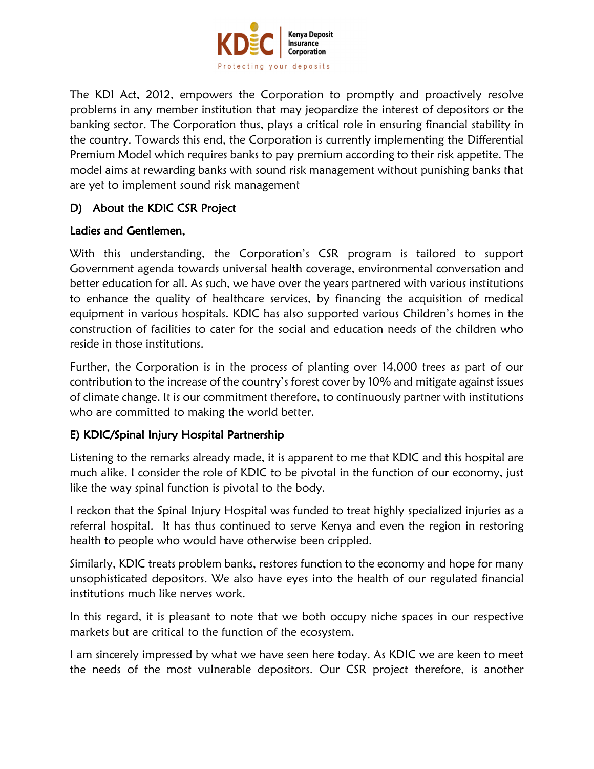The KDI Act, 2012, empowers the Corporation to promptly and proactively resolve problems in any member institution that may jeopardize the interest of depositors or the banking sector. The Corporation thus, plays a critical role in ensuring financial stability in the country. Towards this end, the Corporation is currently implementing the Differential Premium Model which requires banks to pay premium according to their risk appetite. The model aims at rewarding banks with sound risk management without punishing banks that are yet to implement sound risk management

## D) About the KDIC CSR Project

**Ladies and Gentlemen,**

With this understanding, the Corporation's CSR program is tailored to support Government agenda towards universal health coverage, environmental conversation and better education for all. As such, we have over the years partnered with various institutions to enhance the quality of healthcare services, by financing the acquisition of medical equipment in various hospitals. KDIC has also supported various Children's homes in the construction of facilities to cater for the social and education needs of the children who reside in those institutions.

Further, the Corporation is in the process of planting over 14,000 trees as part of our contribution to the increase of the country's forest cover by 10% and mitigate against issues of climate change. It is our commitment therefore, to continuously partner with institutions who are committed to making the world better.

## E) KDIC/Spinal Injury Hospital Partnership

Listening to the remarks already made, it is apparent to me that KDIC and this hospital are much alike. I consider the role of KDIC to be pivotal in the function of our economy, just like the way spinal function is pivotal to the body.

I reckon that the Spinal Injury Hospital was funded to treat highly specialized injuries as a referral hospital. It has thus continued to serve Kenya and even the region in restoring health to people who would have otherwise been crippled.

Similarly, KDIC treats problem banks, restores function to the economy and hope for many unsophisticated depositors. We also have eyes into the health of our regulated financial institutions much like nerves work.

In this regard, it is pleasant to note that we both occupy niche spaces in our respective markets but are critical to the function of the ecosystem.

I am sincerely impressed by what we have seen here today. As KDIC we are keen to meet the needs of the most vulnerable depositors. Our CSR project therefore, is another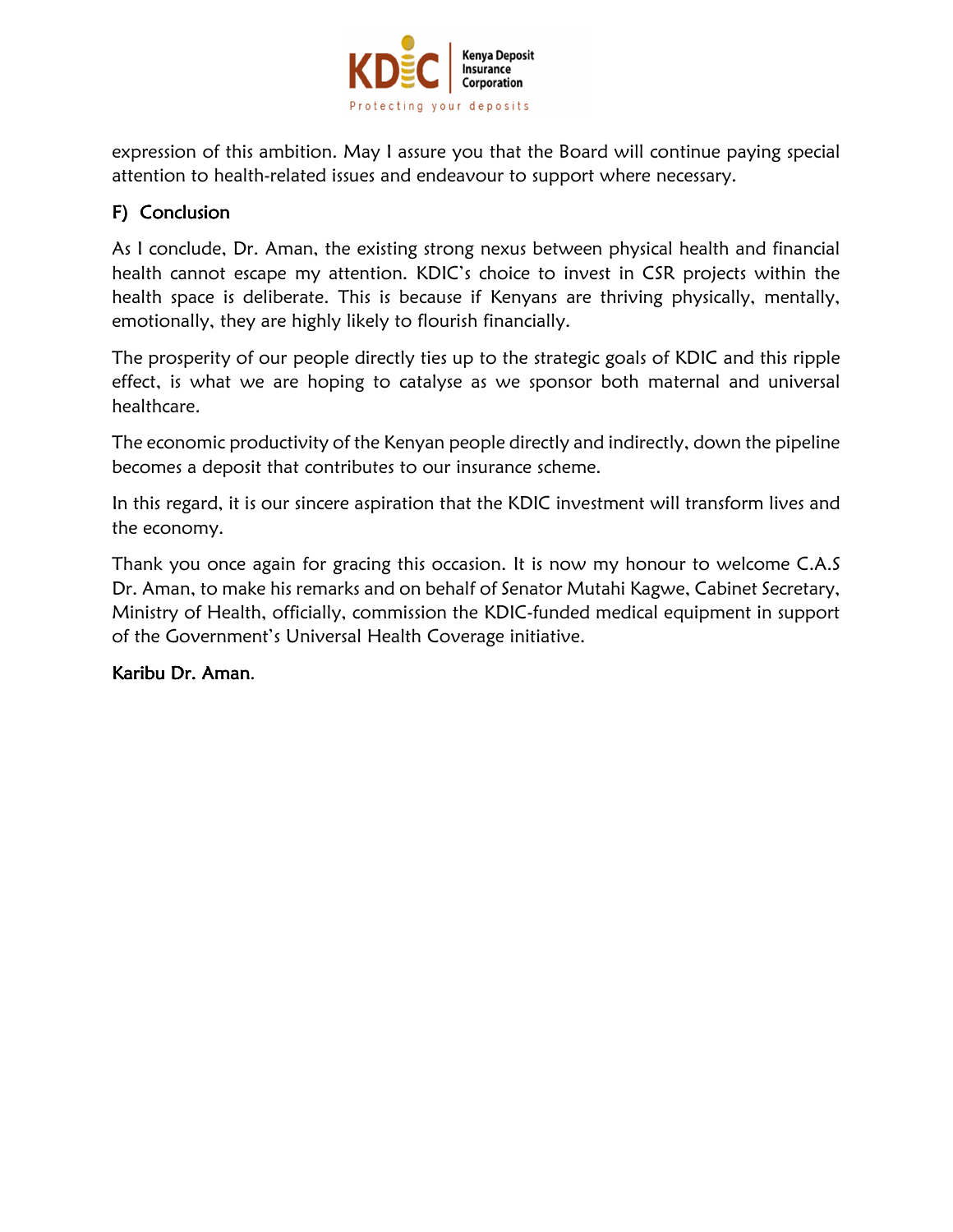expression of this ambition. May I assure you that the Board will continue paying special attention to health-related issues and endeavour to support where necessary.

## F) Conclusion

As I conclude, Dr. Aman, the existing strong nexus between physical health and financial health cannot escape my attention. KDIC's choice to invest in CSR projects within the health space is deliberate. This is because if Kenyans are thriving physically, mentally, emotionally, they are highly likely to flourish financially.

The prosperity of our people directly ties up to the strategic goals of KDIC and this ripple effect, is what we are hoping to catalyse as we sponsor both maternal and universal healthcare.

The economic productivity of the Kenyan people directly and indirectly, down the pipeline becomes a deposit that contributes to our insurance scheme.

In this regard, it is our sincere aspiration that the KDIC investment will transform lives and the economy.

Thank you once again for gracing this occasion. It is now my honour to welcome C.A.S Dr. Aman, to make his remarks and on behalf of Senator Mutahi Kagwe, Cabinet Secretary, Ministry of Health, officially, commission the KDIC-funded medical equipment in support of the Government's Universal Health Coverage initiative.

**Karibu Dr. Aman.**